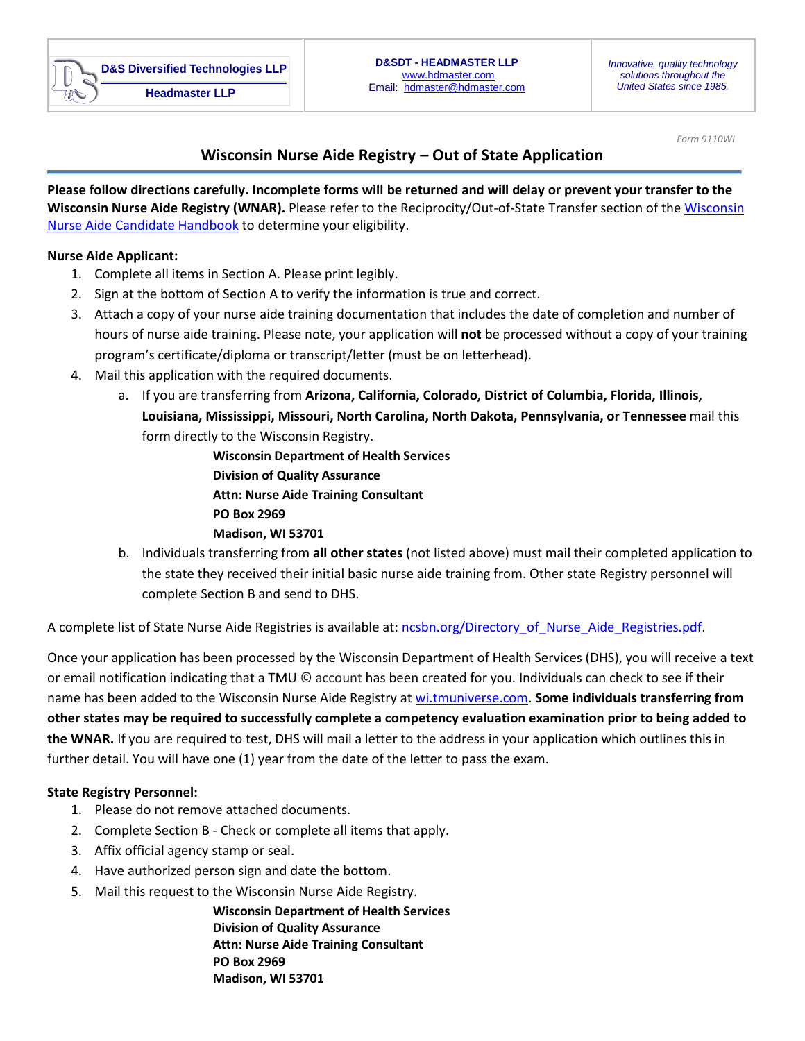| D&S Diversified Technologies LLP<br>Headmaster LLP | **D&SDT - HEADMASTER LLP**<br>www.hdmaster.com<br>Email: hdmaster@hdmaster.com | *Innovative, quality technology solutions throughout the United States since 1985.* |
| --- | --- | --- |

Form 9110WI

# Wisconsin Nurse Aide Registry – Out of State Application

**Please follow directions carefully. Incomplete forms will be returned and will delay or prevent your transfer to the Wisconsin Nurse Aide Registry (WNAR).** Please refer to the Reciprocity/Out-of-State Transfer section of the Wisconsin Nurse Aide Candidate Handbook to determine your eligibility.

**Nurse Aide Applicant:**

1. Complete all items in Section A. Please print legibly.
2. Sign at the bottom of Section A to verify the information is true and correct.
3. Attach a copy of your nurse aide training documentation that includes the date of completion and number of hours of nurse aide training. Please note, your application will **not** be processed without a copy of your training program's certificate/diploma or transcript/letter (must be on letterhead).
4. Mail this application with the required documents.
   a. If you are transferring from **Arizona, California, Colorado, District of Columbia, Florida, Illinois, Louisiana, Mississippi, Missouri, North Carolina, North Dakota, Pennsylvania, or Tennessee** mail this form directly to the Wisconsin Registry.

      **Wisconsin Department of Health Services**
      **Division of Quality Assurance**
      **Attn: Nurse Aide Training Consultant**
      **PO Box 2969**
      **Madison, WI 53701**

   b. Individuals transferring from **all other states** (not listed above) must mail their completed application to the state they received their initial basic nurse aide training from. Other state Registry personnel will complete Section B and send to DHS.

A complete list of State Nurse Aide Registries is available at: ncsbn.org/Directory_of_Nurse_Aide_Registries.pdf.

Once your application has been processed by the Wisconsin Department of Health Services (DHS), you will receive a text or email notification indicating that a TMU © account has been created for you. Individuals can check to see if their name has been added to the Wisconsin Nurse Aide Registry at wi.tmuniverse.com. **Some individuals transferring from other states may be required to successfully complete a competency evaluation examination prior to being added to the WNAR.** If you are required to test, DHS will mail a letter to the address in your application which outlines this in further detail. You will have one (1) year from the date of the letter to pass the exam.

**State Registry Personnel:**

1. Please do not remove attached documents.
2. Complete Section B - Check or complete all items that apply.
3. Affix official agency stamp or seal.
4. Have authorized person sign and date the bottom.
5. Mail this request to the Wisconsin Nurse Aide Registry.

   **Wisconsin Department of Health Services**
   **Division of Quality Assurance**
   **Attn: Nurse Aide Training Consultant**
   **PO Box 2969**
   **Madison, WI 53701**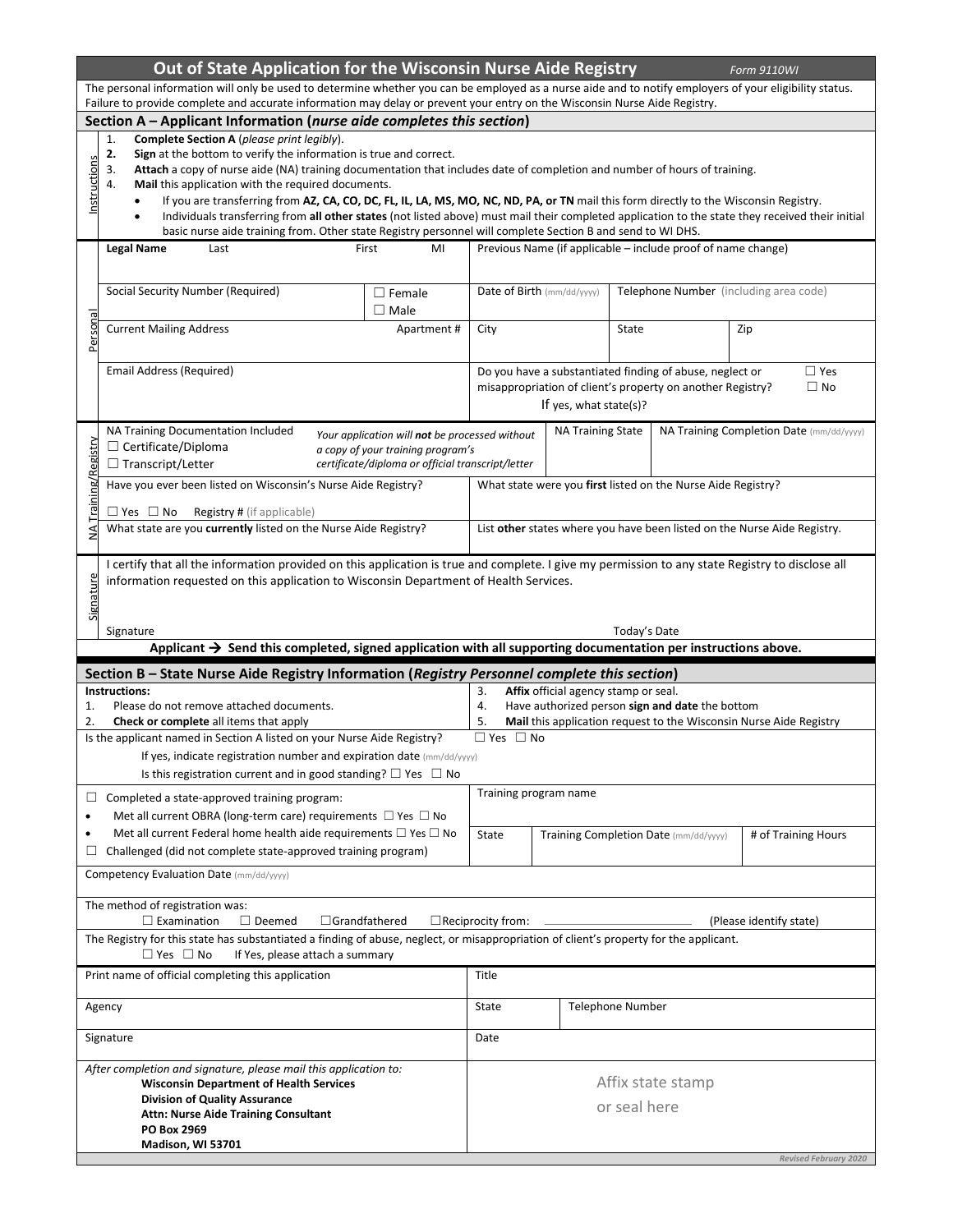# Out of State Application for the Wisconsin Nurse Aide Registry

*Form 9110WI*

The personal information will only be used to determine whether you can be employed as a nurse aide and to notify employers of your eligibility status. Failure to provide complete and accurate information may delay or prevent your entry on the Wisconsin Nurse Aide Registry.

## Section A – Applicant Information (*nurse aide completes this section*)

**Instructions**

1. **Complete Section A** (*please print legibly*).
2. **Sign** at the bottom to verify the information is true and correct.
3. **Attach** a copy of nurse aide (NA) training documentation that includes date of completion and number of hours of training.
4. **Mail** this application with the required documents.
   - If you are transferring from **AZ, CA, CO, DC, FL, IL, LA, MS, MO, NC, ND, PA, or TN** mail this form directly to the Wisconsin Registry.
   - Individuals transferring from **all other states** (not listed above) must mail their completed application to the state they received their initial basic nurse aide training from. Other state Registry personnel will complete Section B and send to WI DHS.

**Personal**

| | | | | |
|---|---|---|---|---|
| **Legal Name** Last First MI | | Previous Name (if applicable – include proof of name change) | | |
| Social Security Number (Required) | ☐ Female ☐ Male | Date of Birth (mm/dd/yyyy) | Telephone Number (including area code) | |
| Current Mailing Address | Apartment # | City | State | Zip |
| Email Address (Required) | | Do you have a substantiated finding of abuse, neglect or misappropriation of client's property on another Registry? ☐ Yes ☐ No<br>If yes, what state(s)? | | |

**NA Training/Registry**

| | | | |
|---|---|---|---|
| NA Training Documentation Included<br>☐ Certificate/Diploma<br>☐ Transcript/Letter | *Your application will **not** be processed without a copy of your training program's certificate/diploma or official transcript/letter* | NA Training State | NA Training Completion Date (mm/dd/yyyy) |
| Have you ever been listed on Wisconsin's Nurse Aide Registry?<br>☐ Yes ☐ No Registry # (if applicable) | | What state were you **first** listed on the Nurse Aide Registry? | |
| What state are you **currently** listed on the Nurse Aide Registry? | | List **other** states where you have been listed on the Nurse Aide Registry. | |

**Signature**

I certify that all the information provided on this application is true and complete. I give my permission to any state Registry to disclose all information requested on this application to Wisconsin Department of Health Services.

Signature Today's Date

**Applicant → Send this completed, signed application with all supporting documentation per instructions above.**

## Section B – State Nurse Aide Registry Information (*Registry Personnel complete this section*)

**Instructions:**

1. Please do not remove attached documents.
2. **Check or complete** all items that apply
3. **Affix** official agency stamp or seal.
4. Have authorized person **sign and date** the bottom
5. **Mail** this application request to the Wisconsin Nurse Aide Registry

Is the applicant named in Section A listed on your Nurse Aide Registry? ☐ Yes ☐ No

If yes, indicate registration number and expiration date (mm/dd/yyyy)

Is this registration current and in good standing? ☐ Yes ☐ No

| | | | |
|---|---|---|---|
| ☐ Completed a state-approved training program:<br>• Met all current OBRA (long-term care) requirements ☐ Yes ☐ No<br>• Met all current Federal home health aide requirements ☐ Yes ☐ No<br>☐ Challenged (did not complete state-approved training program) | Training program name | | |
| | State | Training Completion Date (mm/dd/yyyy) | # of Training Hours |

Competency Evaluation Date (mm/dd/yyyy)

The method of registration was:
☐ Examination ☐ Deemed ☐ Grandfathered ☐ Reciprocity from: ____________ (Please identify state)

The Registry for this state has substantiated a finding of abuse, neglect, or misappropriation of client's property for the applicant.
☐ Yes ☐ No If Yes, please attach a summary

| | | |
|---|---|---|
| Print name of official completing this application | Title | |
| Agency | State | Telephone Number |
| Signature | Date | |

*After completion and signature, please mail this application to:*

**Wisconsin Department of Health Services**
**Division of Quality Assurance**
**Attn: Nurse Aide Training Consultant**
**PO Box 2969**
**Madison, WI 53701**

Affix state stamp or seal here

*Revised February 2020*